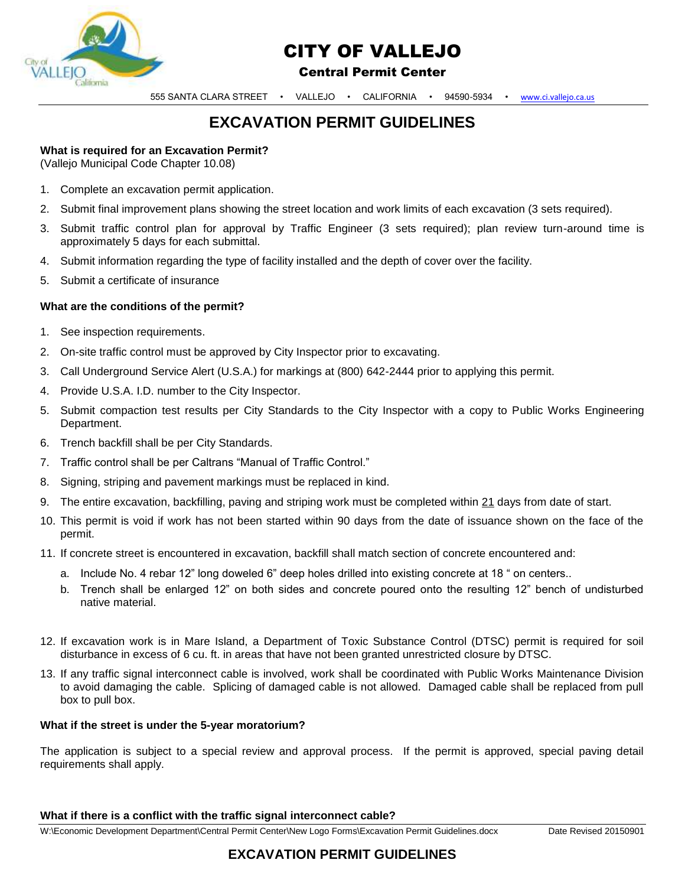# CITY OF VALLEJO

**Central Permit Center**

555 SANTA CLARA STREET • VALLEJO • CALIFORNIA • 94590-5934 • www.ci.vallejo.ca.us

## EXCAVATION PERMIT GUIDELINES

**What is required for an Excavation Permit?**
(Vallejo Municipal Code Chapter 10.08)

1. Complete an excavation permit application.
2. Submit final improvement plans showing the street location and work limits of each excavation (3 sets required).
3. Submit traffic control plan for approval by Traffic Engineer (3 sets required); plan review turn-around time is approximately 5 days for each submittal.
4. Submit information regarding the type of facility installed and the depth of cover over the facility.
5. Submit a certificate of insurance

**What are the conditions of the permit?**

1. See inspection requirements.
2. On-site traffic control must be approved by City Inspector prior to excavating.
3. Call Underground Service Alert (U.S.A.) for markings at (800) 642-2444 prior to applying this permit.
4. Provide U.S.A. I.D. number to the City Inspector.
5. Submit compaction test results per City Standards to the City Inspector with a copy to Public Works Engineering Department.
6. Trench backfill shall be per City Standards.
7. Traffic control shall be per Caltrans "Manual of Traffic Control."
8. Signing, striping and pavement markings must be replaced in kind.
9. The entire excavation, backfilling, paving and striping work must be completed within 21 days from date of start.
10. This permit is void if work has not been started within 90 days from the date of issuance shown on the face of the permit.
11. If concrete street is encountered in excavation, backfill shall match section of concrete encountered and:
    a. Include No. 4 rebar 12" long doweled 6" deep holes drilled into existing concrete at 18 " on centers..
    b. Trench shall be enlarged 12" on both sides and concrete poured onto the resulting 12" bench of undisturbed native material.
12. If excavation work is in Mare Island, a Department of Toxic Substance Control (DTSC) permit is required for soil disturbance in excess of 6 cu. ft. in areas that have not been granted unrestricted closure by DTSC.
13. If any traffic signal interconnect cable is involved, work shall be coordinated with Public Works Maintenance Division to avoid damaging the cable. Splicing of damaged cable is not allowed. Damaged cable shall be replaced from pull box to pull box.

**What if the street is under the 5-year moratorium?**

The application is subject to a special review and approval process. If the permit is approved, special paving detail requirements shall apply.

**What if there is a conflict with the traffic signal interconnect cable?**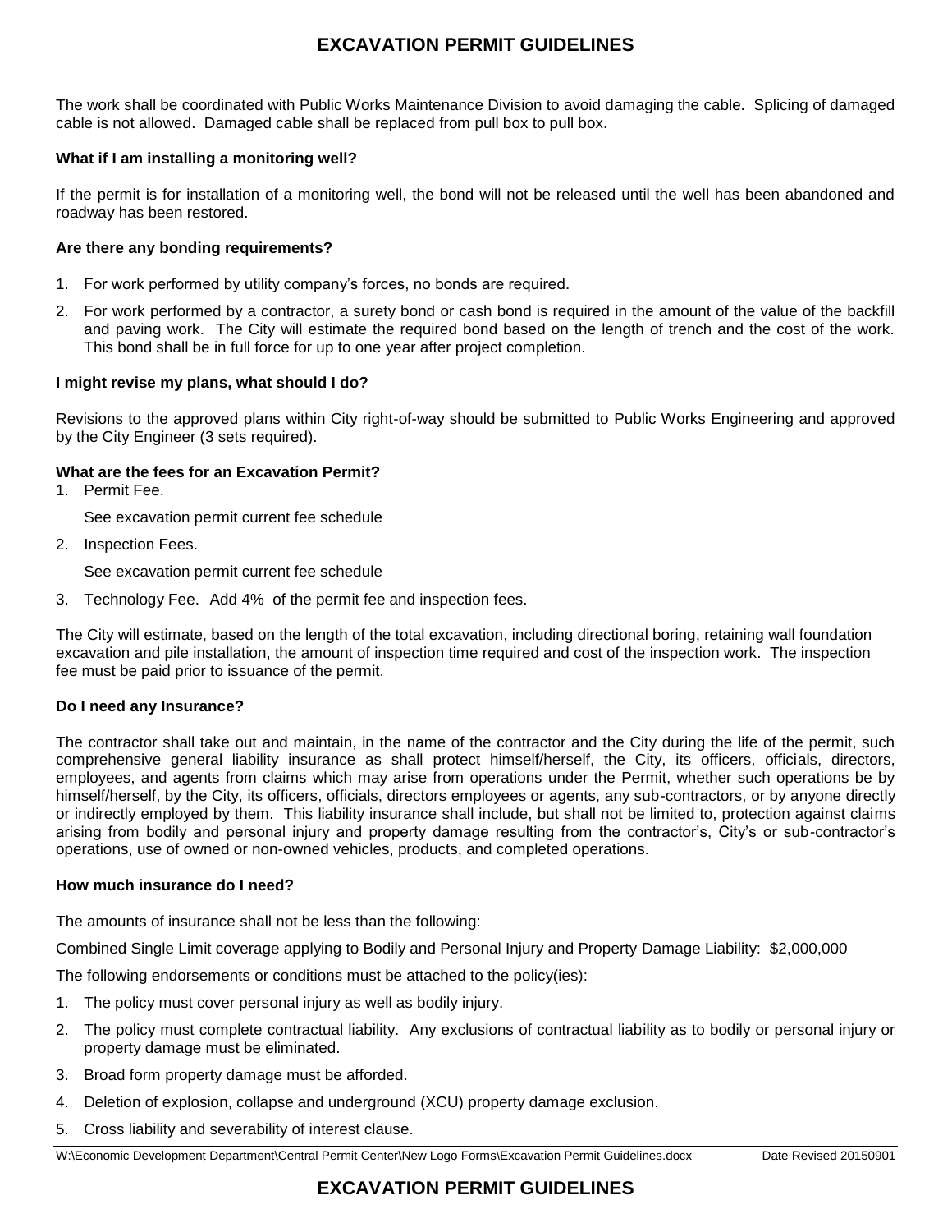The work shall be coordinated with Public Works Maintenance Division to avoid damaging the cable. Splicing of damaged cable is not allowed. Damaged cable shall be replaced from pull box to pull box.

**What if I am installing a monitoring well?**

If the permit is for installation of a monitoring well, the bond will not be released until the well has been abandoned and roadway has been restored.

**Are there any bonding requirements?**

1. For work performed by utility company's forces, no bonds are required.
2. For work performed by a contractor, a surety bond or cash bond is required in the amount of the value of the backfill and paving work. The City will estimate the required bond based on the length of trench and the cost of the work. This bond shall be in full force for up to one year after project completion.

**I might revise my plans, what should I do?**

Revisions to the approved plans within City right-of-way should be submitted to Public Works Engineering and approved by the City Engineer (3 sets required).

**What are the fees for an Excavation Permit?**

1. Permit Fee.

   See excavation permit current fee schedule

2. Inspection Fees.

   See excavation permit current fee schedule

3. Technology Fee. Add 4% of the permit fee and inspection fees.

The City will estimate, based on the length of the total excavation, including directional boring, retaining wall foundation excavation and pile installation, the amount of inspection time required and cost of the inspection work. The inspection fee must be paid prior to issuance of the permit.

**Do I need any Insurance?**

The contractor shall take out and maintain, in the name of the contractor and the City during the life of the permit, such comprehensive general liability insurance as shall protect himself/herself, the City, its officers, officials, directors, employees, and agents from claims which may arise from operations under the Permit, whether such operations be by himself/herself, by the City, its officers, officials, directors employees or agents, any sub-contractors, or by anyone directly or indirectly employed by them. This liability insurance shall include, but shall not be limited to, protection against claims arising from bodily and personal injury and property damage resulting from the contractor's, City's or sub-contractor's operations, use of owned or non-owned vehicles, products, and completed operations.

**How much insurance do I need?**

The amounts of insurance shall not be less than the following:

Combined Single Limit coverage applying to Bodily and Personal Injury and Property Damage Liability: $2,000,000

The following endorsements or conditions must be attached to the policy(ies):

1. The policy must cover personal injury as well as bodily injury.
2. The policy must complete contractual liability. Any exclusions of contractual liability as to bodily or personal injury or property damage must be eliminated.
3. Broad form property damage must be afforded.
4. Deletion of explosion, collapse and underground (XCU) property damage exclusion.
5. Cross liability and severability of interest clause.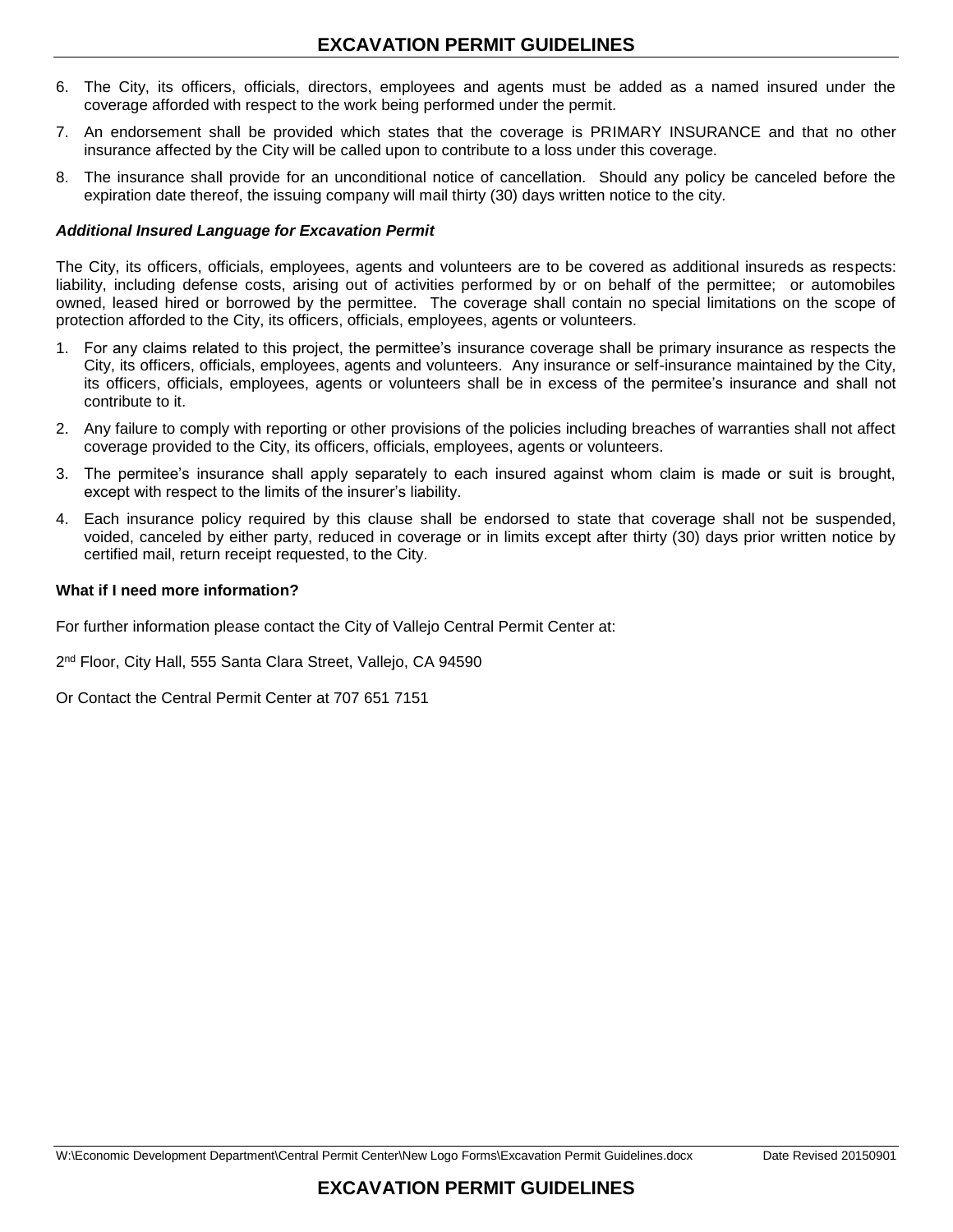6. The City, its officers, officials, directors, employees and agents must be added as a named insured under the coverage afforded with respect to the work being performed under the permit.
7. An endorsement shall be provided which states that the coverage is PRIMARY INSURANCE and that no other insurance affected by the City will be called upon to contribute to a loss under this coverage.
8. The insurance shall provide for an unconditional notice of cancellation. Should any policy be canceled before the expiration date thereof, the issuing company will mail thirty (30) days written notice to the city.

***Additional Insured Language for Excavation Permit***

The City, its officers, officials, employees, agents and volunteers are to be covered as additional insureds as respects: liability, including defense costs, arising out of activities performed by or on behalf of the permittee; or automobiles owned, leased hired or borrowed by the permittee. The coverage shall contain no special limitations on the scope of protection afforded to the City, its officers, officials, employees, agents or volunteers.

1. For any claims related to this project, the permittee's insurance coverage shall be primary insurance as respects the City, its officers, officials, employees, agents and volunteers. Any insurance or self-insurance maintained by the City, its officers, officials, employees, agents or volunteers shall be in excess of the permitee's insurance and shall not contribute to it.
2. Any failure to comply with reporting or other provisions of the policies including breaches of warranties shall not affect coverage provided to the City, its officers, officials, employees, agents or volunteers.
3. The permitee's insurance shall apply separately to each insured against whom claim is made or suit is brought, except with respect to the limits of the insurer's liability.
4. Each insurance policy required by this clause shall be endorsed to state that coverage shall not be suspended, voided, canceled by either party, reduced in coverage or in limits except after thirty (30) days prior written notice by certified mail, return receipt requested, to the City.

**What if I need more information?**

For further information please contact the City of Vallejo Central Permit Center at:

2nd Floor, City Hall, 555 Santa Clara Street, Vallejo, CA 94590

Or Contact the Central Permit Center at 707 651 7151